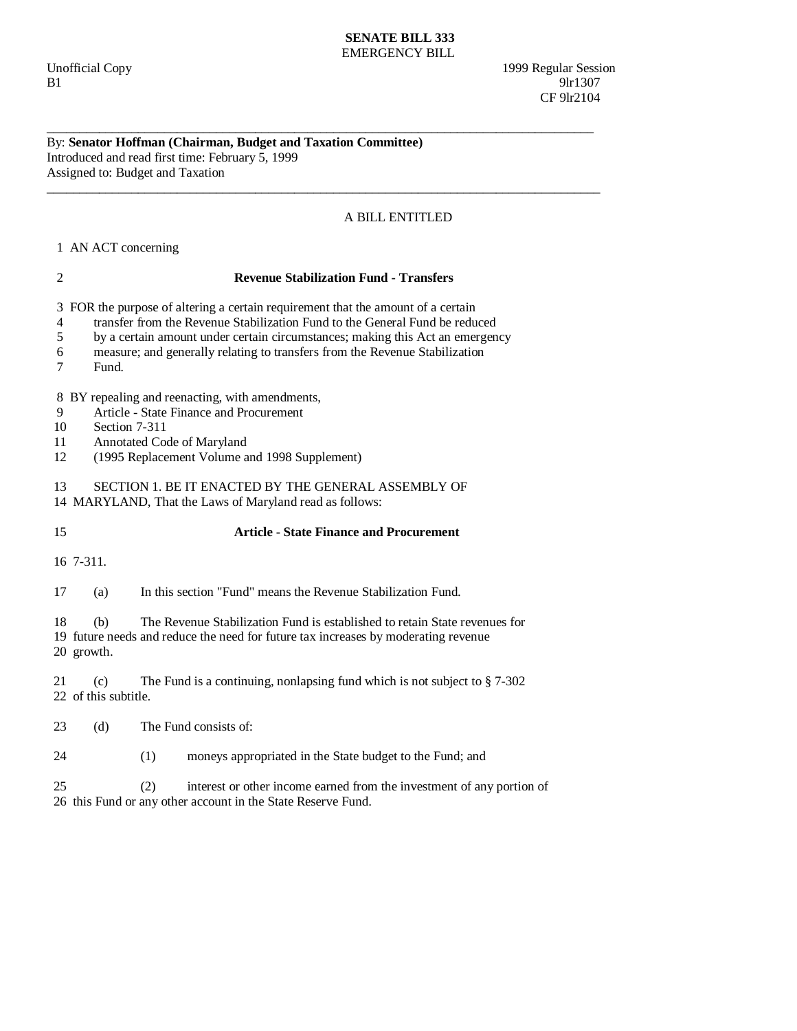**SENATE BILL 333**
EMERGENCY BILL

Unofficial Copy 1999 Regular Session
B1 9lr1307
CF 9lr2104

---

By: **Senator Hoffman (Chairman, Budget and Taxation Committee)**
Introduced and read first time: February 5, 1999
Assigned to: Budget and Taxation

---

A BILL ENTITLED

1 AN ACT concerning

2 **Revenue Stabilization Fund - Transfers**

3 FOR the purpose of altering a certain requirement that the amount of a certain
4 transfer from the Revenue Stabilization Fund to the General Fund be reduced
5 by a certain amount under certain circumstances; making this Act an emergency
6 measure; and generally relating to transfers from the Revenue Stabilization
7 Fund.

8 BY repealing and reenacting, with amendments,
9 Article - State Finance and Procurement
10 Section 7-311
11 Annotated Code of Maryland
12 (1995 Replacement Volume and 1998 Supplement)

13 SECTION 1. BE IT ENACTED BY THE GENERAL ASSEMBLY OF
14 MARYLAND, That the Laws of Maryland read as follows:

15 **Article - State Finance and Procurement**

16 7-311.

17 (a) In this section "Fund" means the Revenue Stabilization Fund.

18 (b) The Revenue Stabilization Fund is established to retain State revenues for
19 future needs and reduce the need for future tax increases by moderating revenue
20 growth.

21 (c) The Fund is a continuing, nonlapsing fund which is not subject to § 7-302
22 of this subtitle.

23 (d) The Fund consists of:

24 (1) moneys appropriated in the State budget to the Fund; and

25 (2) interest or other income earned from the investment of any portion of
26 this Fund or any other account in the State Reserve Fund.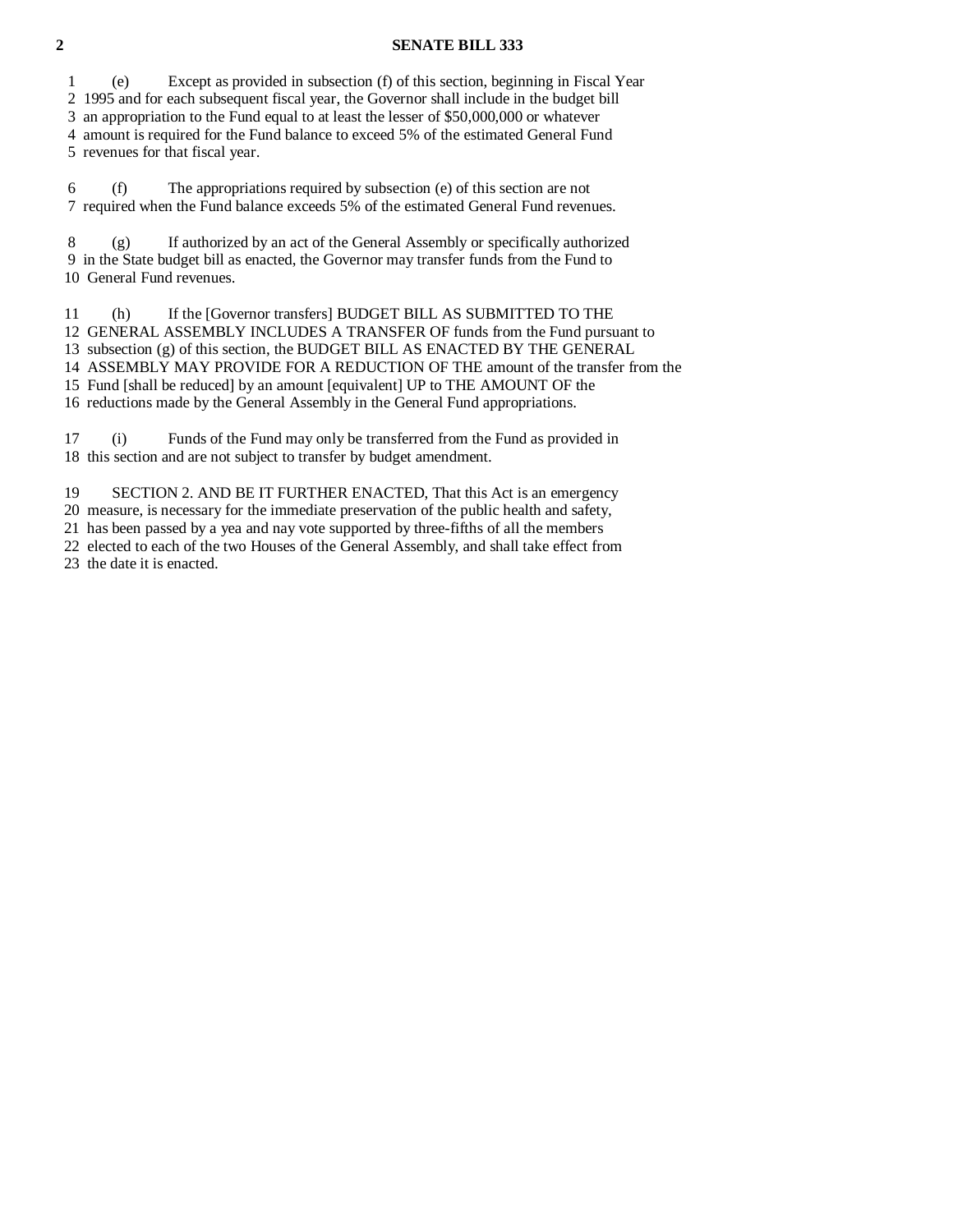(e) Except as provided in subsection (f) of this section, beginning in Fiscal Year 1995 and for each subsequent fiscal year, the Governor shall include in the budget bill an appropriation to the Fund equal to at least the lesser of $50,000,000 or whatever amount is required for the Fund balance to exceed 5% of the estimated General Fund revenues for that fiscal year.

(f) The appropriations required by subsection (e) of this section are not required when the Fund balance exceeds 5% of the estimated General Fund revenues.

(g) If authorized by an act of the General Assembly or specifically authorized in the State budget bill as enacted, the Governor may transfer funds from the Fund to General Fund revenues.

(h) If the [Governor transfers] BUDGET BILL AS SUBMITTED TO THE GENERAL ASSEMBLY INCLUDES A TRANSFER OF funds from the Fund pursuant to subsection (g) of this section, the BUDGET BILL AS ENACTED BY THE GENERAL ASSEMBLY MAY PROVIDE FOR A REDUCTION OF THE amount of the transfer from the Fund [shall be reduced] by an amount [equivalent] UP to THE AMOUNT OF the reductions made by the General Assembly in the General Fund appropriations.

(i) Funds of the Fund may only be transferred from the Fund as provided in this section and are not subject to transfer by budget amendment.

SECTION 2. AND BE IT FURTHER ENACTED, That this Act is an emergency measure, is necessary for the immediate preservation of the public health and safety, has been passed by a yea and nay vote supported by three-fifths of all the members elected to each of the two Houses of the General Assembly, and shall take effect from the date it is enacted.